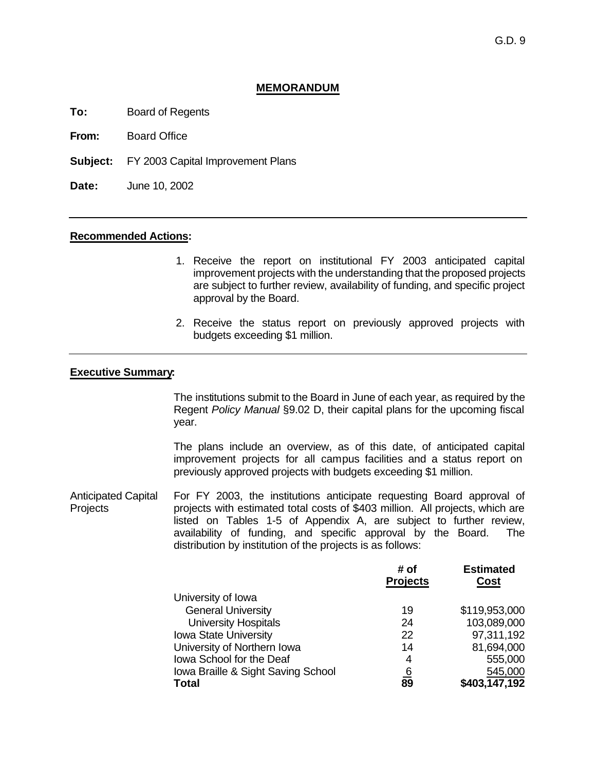G.D. 9

# MEMORANDUM

**To:** Board of Regents

**From:** Board Office

**Subject:** FY 2003 Capital Improvement Plans

**Date:** June 10, 2002

---

## Recommended Actions:

1. Receive the report on institutional FY 2003 anticipated capital improvement projects with the understanding that the proposed projects are subject to further review, availability of funding, and specific project approval by the Board.
2. Receive the status report on previously approved projects with budgets exceeding $1 million.

---

## Executive Summary:

The institutions submit to the Board in June of each year, as required by the Regent *Policy Manual* §9.02 D, their capital plans for the upcoming fiscal year.

The plans include an overview, as of this date, of anticipated capital improvement projects for all campus facilities and a status report on previously approved projects with budgets exceeding $1 million.

Anticipated Capital Projects

For FY 2003, the institutions anticipate requesting Board approval of projects with estimated total costs of $403 million. All projects, which are listed on Tables 1-5 of Appendix A, are subject to further review, availability of funding, and specific approval by the Board. The distribution by institution of the projects is as follows:

| | # of Projects | Estimated Cost |
|---|---|---|
| University of Iowa | | |
| General University | 19 | $119,953,000 |
| University Hospitals | 24 | 103,089,000 |
| Iowa State University | 22 | 97,311,192 |
| University of Northern Iowa | 14 | 81,694,000 |
| Iowa School for the Deaf | 4 | 555,000 |
| Iowa Braille & Sight Saving School | 6 | 545,000 |
| **Total** | **89** | **$403,147,192** |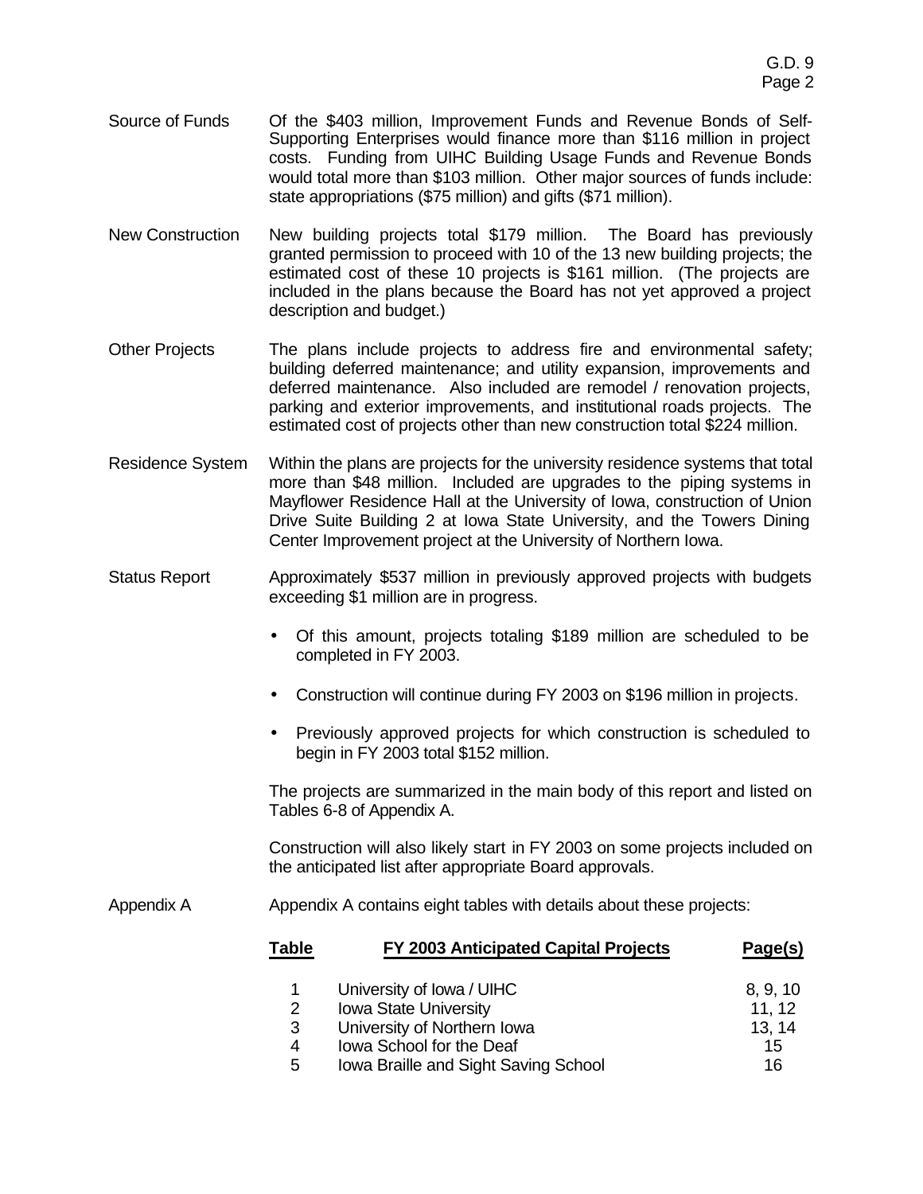**Source of Funds** Of the $403 million, Improvement Funds and Revenue Bonds of Self-Supporting Enterprises would finance more than $116 million in project costs. Funding from UIHC Building Usage Funds and Revenue Bonds would total more than $103 million. Other major sources of funds include: state appropriations ($75 million) and gifts ($71 million).

**New Construction** New building projects total $179 million. The Board has previously granted permission to proceed with 10 of the 13 new building projects; the estimated cost of these 10 projects is $161 million. (The projects are included in the plans because the Board has not yet approved a project description and budget.)

**Other Projects** The plans include projects to address fire and environmental safety; building deferred maintenance; and utility expansion, improvements and deferred maintenance. Also included are remodel / renovation projects, parking and exterior improvements, and institutional roads projects. The estimated cost of projects other than new construction total $224 million.

**Residence System** Within the plans are projects for the university residence systems that total more than $48 million. Included are upgrades to the piping systems in Mayflower Residence Hall at the University of Iowa, construction of Union Drive Suite Building 2 at Iowa State University, and the Towers Dining Center Improvement project at the University of Northern Iowa.

**Status Report** Approximately $537 million in previously approved projects with budgets exceeding $1 million are in progress.

- Of this amount, projects totaling $189 million are scheduled to be completed in FY 2003.
- Construction will continue during FY 2003 on $196 million in projects.
- Previously approved projects for which construction is scheduled to begin in FY 2003 total $152 million.

The projects are summarized in the main body of this report and listed on Tables 6-8 of Appendix A.

Construction will also likely start in FY 2003 on some projects included on the anticipated list after appropriate Board approvals.

**Appendix A** Appendix A contains eight tables with details about these projects:

| Table | FY 2003 Anticipated Capital Projects | Page(s) |
|---|---|---|
| 1 | University of Iowa / UIHC | 8, 9, 10 |
| 2 | Iowa State University | 11, 12 |
| 3 | University of Northern Iowa | 13, 14 |
| 4 | Iowa School for the Deaf | 15 |
| 5 | Iowa Braille and Sight Saving School | 16 |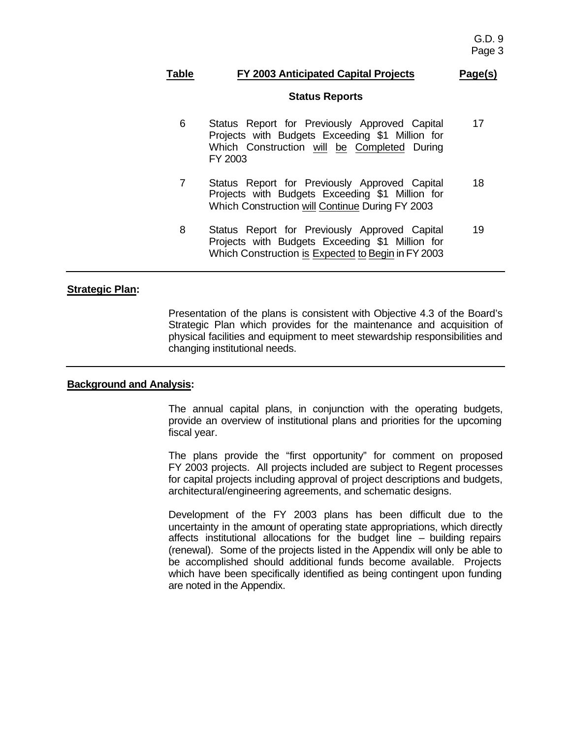| Table | FY 2003 Anticipated Capital Projects | Page(s) |
|---|---|---|
| | **Status Reports** | |
| 6 | Status Report for Previously Approved Capital Projects with Budgets Exceeding $1 Million for Which Construction will be Completed During FY 2003 | 17 |
| 7 | Status Report for Previously Approved Capital Projects with Budgets Exceeding $1 Million for Which Construction will Continue During FY 2003 | 18 |
| 8 | Status Report for Previously Approved Capital Projects with Budgets Exceeding $1 Million for Which Construction is Expected to Begin in FY 2003 | 19 |

**Strategic Plan:**

Presentation of the plans is consistent with Objective 4.3 of the Board's Strategic Plan which provides for the maintenance and acquisition of physical facilities and equipment to meet stewardship responsibilities and changing institutional needs.

**Background and Analysis:**

The annual capital plans, in conjunction with the operating budgets, provide an overview of institutional plans and priorities for the upcoming fiscal year.

The plans provide the "first opportunity" for comment on proposed FY 2003 projects. All projects included are subject to Regent processes for capital projects including approval of project descriptions and budgets, architectural/engineering agreements, and schematic designs.

Development of the FY 2003 plans has been difficult due to the uncertainty in the amount of operating state appropriations, which directly affects institutional allocations for the budget line – building repairs (renewal). Some of the projects listed in the Appendix will only be able to be accomplished should additional funds become available. Projects which have been specifically identified as being contingent upon funding are noted in the Appendix.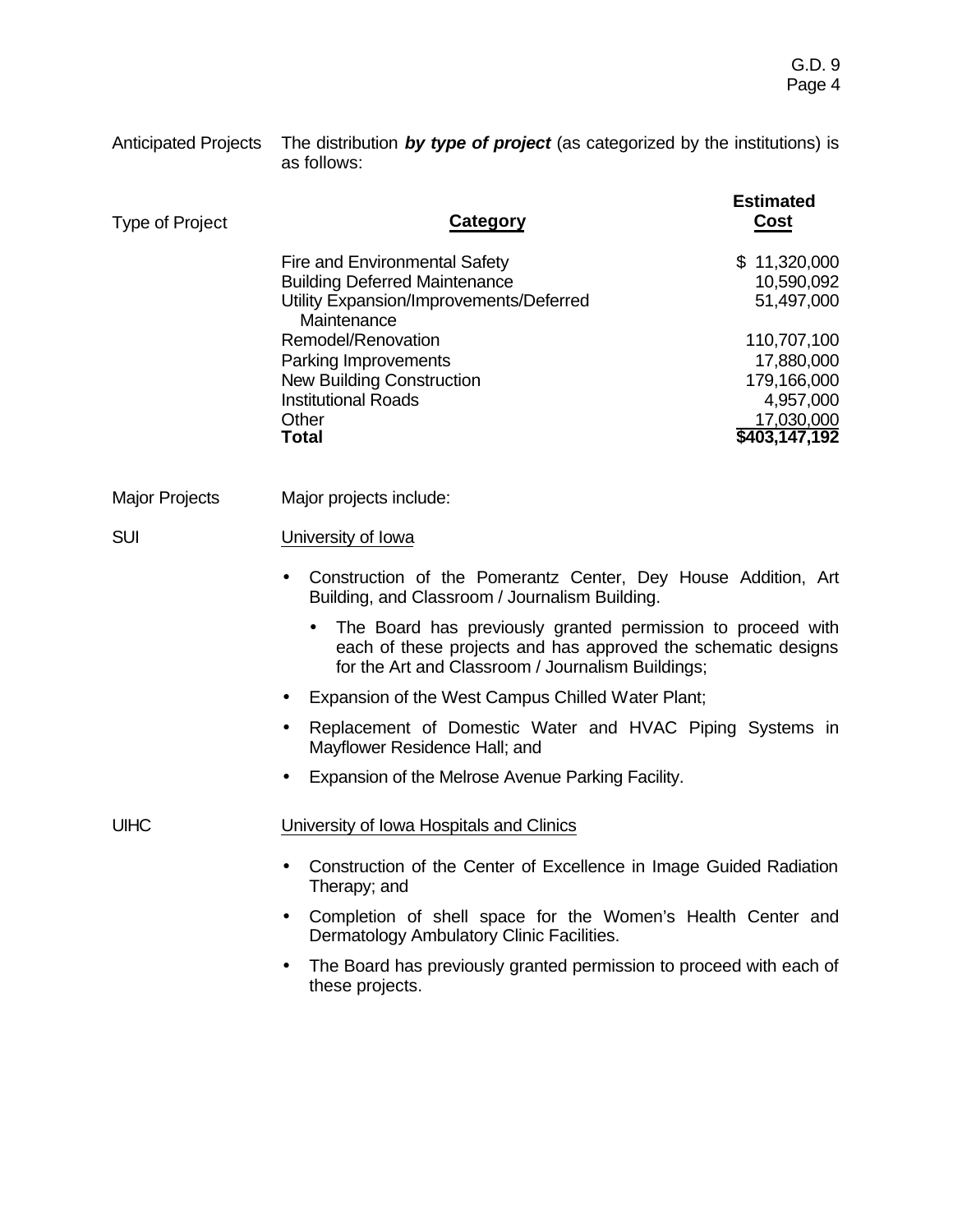Anticipated Projects The distribution ***by type of project*** (as categorized by the institutions) is as follows:

| Type of Project | Category | Estimated Cost |
|---|---|---|
| | Fire and Environmental Safety | $ 11,320,000 |
| | Building Deferred Maintenance | 10,590,092 |
| | Utility Expansion/Improvements/Deferred Maintenance | 51,497,000 |
| | Remodel/Renovation | 110,707,100 |
| | Parking Improvements | 17,880,000 |
| | New Building Construction | 179,166,000 |
| | Institutional Roads | 4,957,000 |
| | Other | 17,030,000 |
| | **Total** | **$403,147,192** |

Major Projects Major projects include:

SUI University of Iowa

- Construction of the Pomerantz Center, Dey House Addition, Art Building, and Classroom / Journalism Building.
  - The Board has previously granted permission to proceed with each of these projects and has approved the schematic designs for the Art and Classroom / Journalism Buildings;
- Expansion of the West Campus Chilled Water Plant;
- Replacement of Domestic Water and HVAC Piping Systems in Mayflower Residence Hall; and
- Expansion of the Melrose Avenue Parking Facility.

UIHC University of Iowa Hospitals and Clinics

- Construction of the Center of Excellence in Image Guided Radiation Therapy; and
- Completion of shell space for the Women's Health Center and Dermatology Ambulatory Clinic Facilities.
- The Board has previously granted permission to proceed with each of these projects.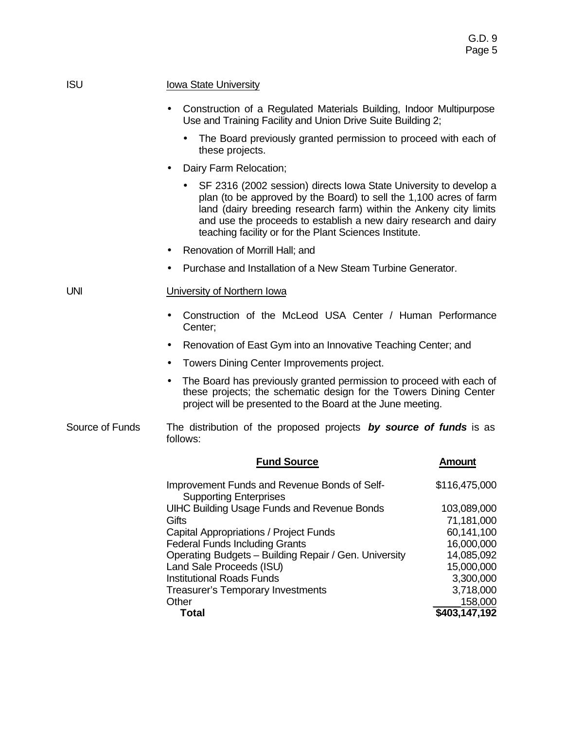ISU **Iowa State University**

- Construction of a Regulated Materials Building, Indoor Multipurpose Use and Training Facility and Union Drive Suite Building 2;
  - The Board previously granted permission to proceed with each of these projects.
- Dairy Farm Relocation;
  - SF 2316 (2002 session) directs Iowa State University to develop a plan (to be approved by the Board) to sell the 1,100 acres of farm land (dairy breeding research farm) within the Ankeny city limits and use the proceeds to establish a new dairy research and dairy teaching facility or for the Plant Sciences Institute.
- Renovation of Morrill Hall; and
- Purchase and Installation of a New Steam Turbine Generator.

UNI **University of Northern Iowa**

- Construction of the McLeod USA Center / Human Performance Center;
- Renovation of East Gym into an Innovative Teaching Center; and
- Towers Dining Center Improvements project.
- The Board has previously granted permission to proceed with each of these projects; the schematic design for the Towers Dining Center project will be presented to the Board at the June meeting.

Source of Funds The distribution of the proposed projects ***by source of funds*** is as follows:

| **Fund Source** | **Amount** |
|---|---|
| Improvement Funds and Revenue Bonds of Self-Supporting Enterprises | $116,475,000 |
| UIHC Building Usage Funds and Revenue Bonds | 103,089,000 |
| Gifts | 71,181,000 |
| Capital Appropriations / Project Funds | 60,141,100 |
| Federal Funds Including Grants | 16,000,000 |
| Operating Budgets – Building Repair / Gen. University | 14,085,092 |
| Land Sale Proceeds (ISU) | 15,000,000 |
| Institutional Roads Funds | 3,300,000 |
| Treasurer's Temporary Investments | 3,718,000 |
| Other | 158,000 |
| **Total** | **$403,147,192** |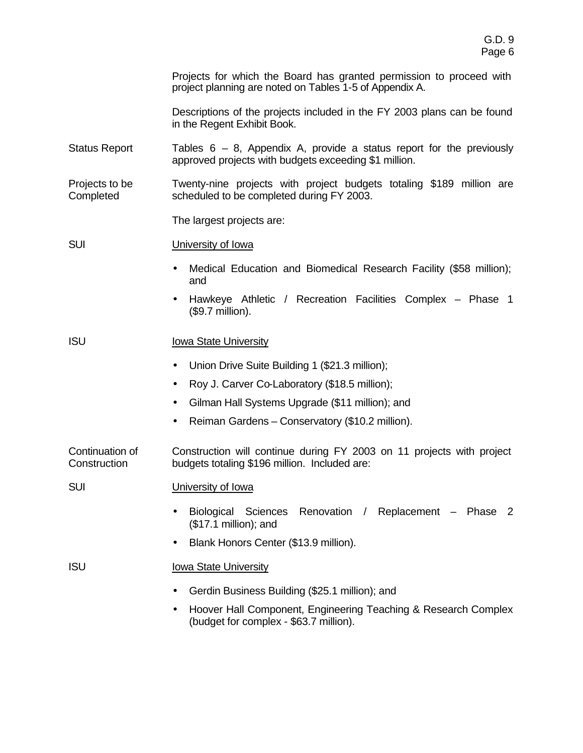Projects for which the Board has granted permission to proceed with project planning are noted on Tables 1-5 of Appendix A.

Descriptions of the projects included in the FY 2003 plans can be found in the Regent Exhibit Book.

**Status Report**

Tables 6 – 8, Appendix A, provide a status report for the previously approved projects with budgets exceeding $1 million.

**Projects to be Completed**

Twenty-nine projects with project budgets totaling $189 million are scheduled to be completed during FY 2003.

The largest projects are:

**SUI**

University of Iowa

- Medical Education and Biomedical Research Facility ($58 million); and
- Hawkeye Athletic / Recreation Facilities Complex – Phase 1 ($9.7 million).

**ISU**

Iowa State University

- Union Drive Suite Building 1 ($21.3 million);
- Roy J. Carver Co-Laboratory ($18.5 million);
- Gilman Hall Systems Upgrade ($11 million); and
- Reiman Gardens – Conservatory ($10.2 million).

**Continuation of Construction**

Construction will continue during FY 2003 on 11 projects with project budgets totaling $196 million. Included are:

**SUI**

University of Iowa

- Biological Sciences Renovation / Replacement – Phase 2 ($17.1 million); and
- Blank Honors Center ($13.9 million).

**ISU**

Iowa State University

- Gerdin Business Building ($25.1 million); and
- Hoover Hall Component, Engineering Teaching & Research Complex (budget for complex - $63.7 million).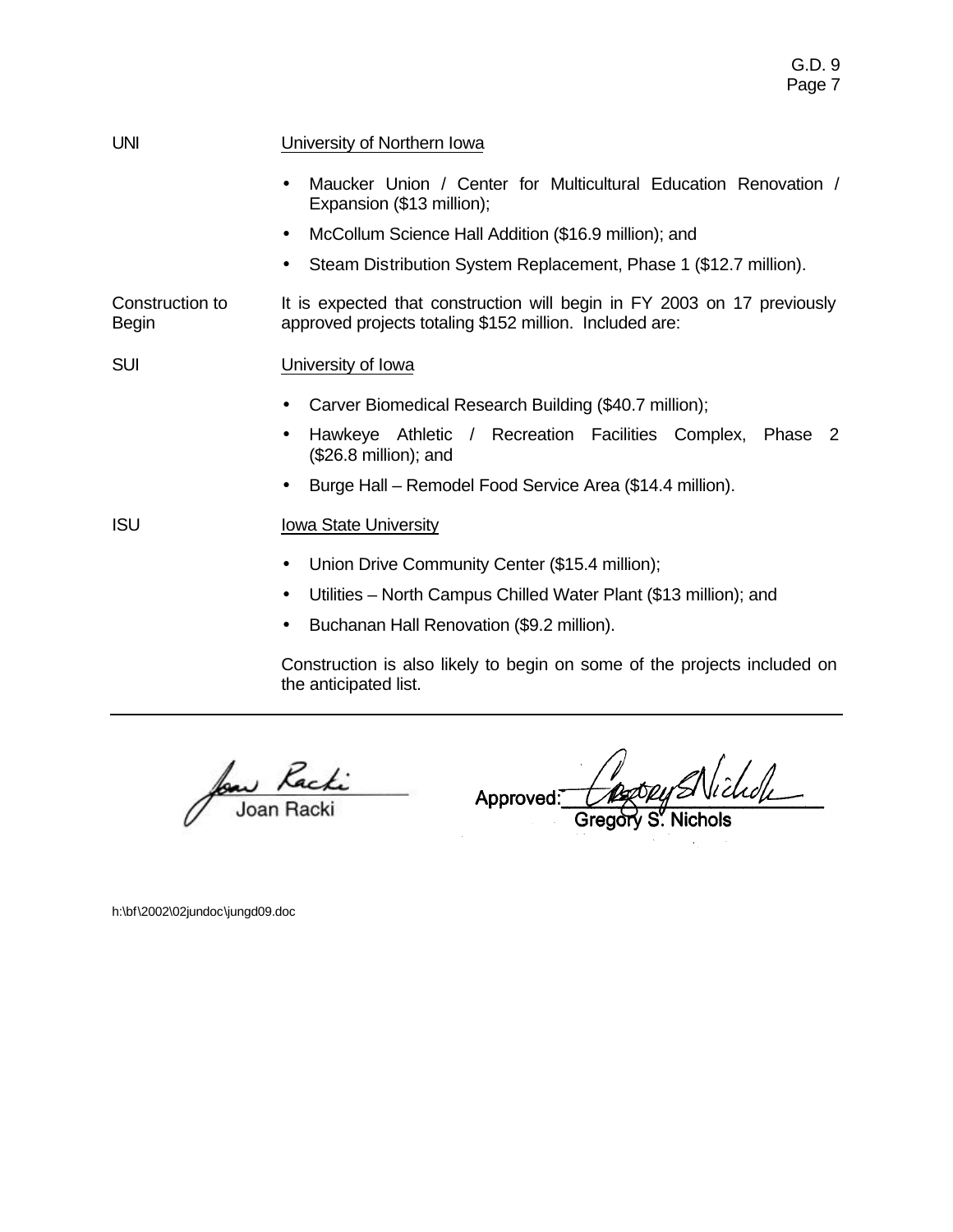UNI University of Northern Iowa

- Maucker Union / Center for Multicultural Education Renovation / Expansion ($13 million);
- McCollum Science Hall Addition ($16.9 million); and
- Steam Distribution System Replacement, Phase 1 ($12.7 million).

Construction to Begin

It is expected that construction will begin in FY 2003 on 17 previously approved projects totaling $152 million. Included are:

SUI University of Iowa

- Carver Biomedical Research Building ($40.7 million);
- Hawkeye Athletic / Recreation Facilities Complex, Phase 2 ($26.8 million); and
- Burge Hall – Remodel Food Service Area ($14.4 million).

ISU Iowa State University

- Union Drive Community Center ($15.4 million);
- Utilities – North Campus Chilled Water Plant ($13 million); and
- Buchanan Hall Renovation ($9.2 million).

Construction is also likely to begin on some of the projects included on the anticipated list.

---

Joan Racki

Approved: Gregory S. Nichols

h:\bf\2002\02jundoc\jungd09.doc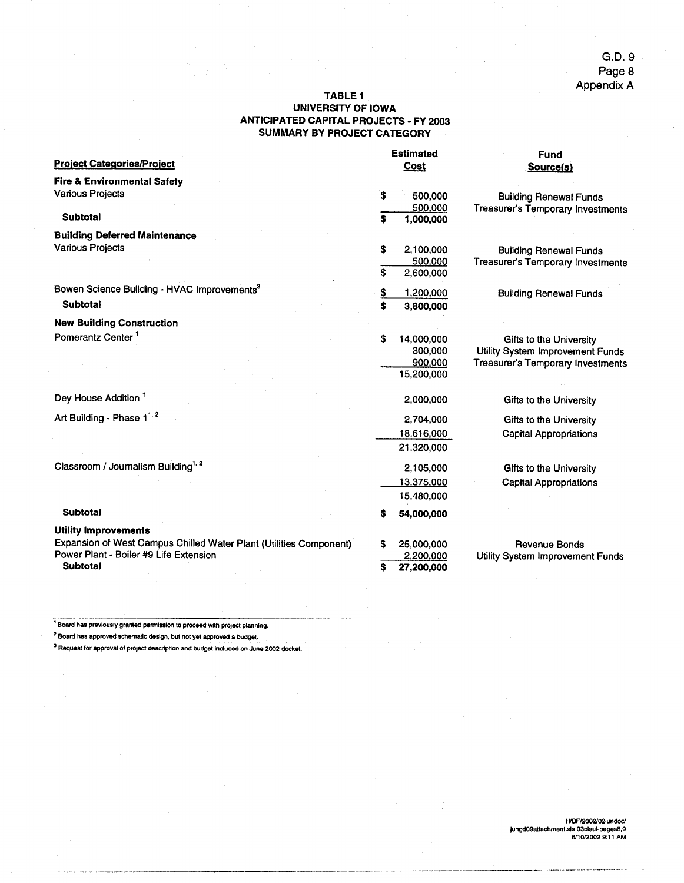G.D. 9
Appendix A

**TABLE 1**
**UNIVERSITY OF IOWA**
**ANTICIPATED CAPITAL PROJECTS - FY 2003**
**SUMMARY BY PROJECT CATEGORY**

| Project Categories/Project | Estimated Cost | Fund Source(s) |
|---|---|---|
| **Fire & Environmental Safety** | | |
| Various Projects | $ 500,000 | Building Renewal Funds |
| | 500,000 | Treasurer's Temporary Investments |
| **Subtotal** | **$ 1,000,000** | |
| **Building Deferred Maintenance** | | |
| Various Projects | $ 2,100,000 | Building Renewal Funds |
| | 500,000 | Treasurer's Temporary Investments |
| | $ 2,600,000 | |
| Bowen Science Building - HVAC Improvements[3] | $ 1,200,000 | Building Renewal Funds |
| **Subtotal** | **$ 3,800,000** | |
| **New Building Construction** | | |
| Pomerantz Center [1] | $ 14,000,000 | Gifts to the University |
| | 300,000 | Utility System Improvement Funds |
| | 900,000 | Treasurer's Temporary Investments |
| | 15,200,000 | |
| Dey House Addition [1] | 2,000,000 | Gifts to the University |
| Art Building - Phase 1[1,2] | 2,704,000 | Gifts to the University |
| | 18,616,000 | Capital Appropriations |
| | 21,320,000 | |
| Classroom / Journalism Building[1,2] | 2,105,000 | Gifts to the University |
| | 13,375,000 | Capital Appropriations |
| | 15,480,000 | |
| **Subtotal** | **$ 54,000,000** | |
| **Utility Improvements** | | |
| Expansion of West Campus Chilled Water Plant (Utilities Component) | $ 25,000,000 | Revenue Bonds |
| Power Plant - Boiler #9 Life Extension | 2,200,000 | Utility System Improvement Funds |
| **Subtotal** | **$ 27,200,000** | |

[1] Board has previously granted permission to proceed with project planning.

[2] Board has approved schematic design, but not yet approved a budget.

[3] Request for approval of project description and budget included on June 2002 docket.

H/BF/2002/02jundoc/
jungd09attachment.xls 03plsui-pages8,9
6/10/2002 9:11 AM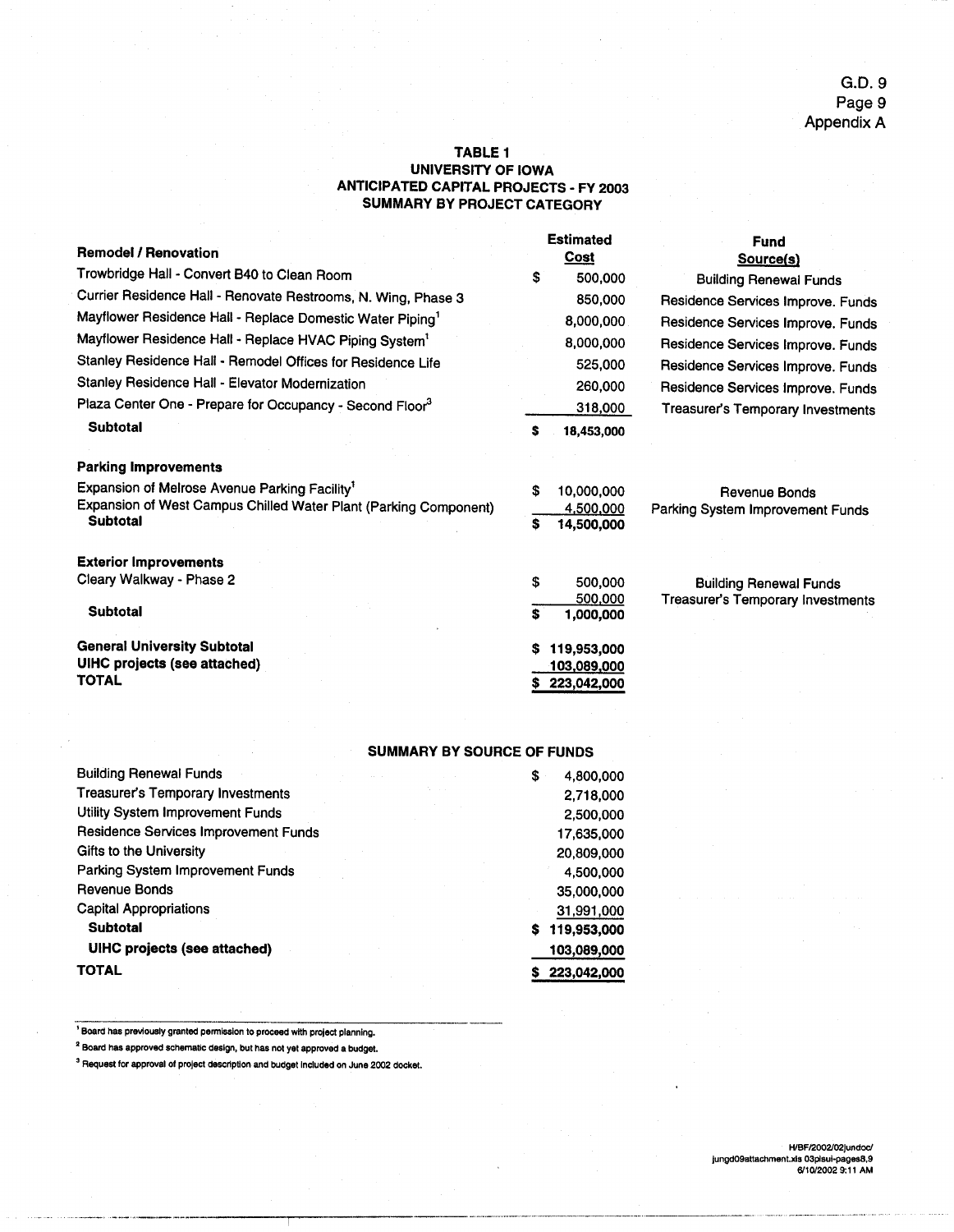G.D. 9
Page 9
Appendix A

# TABLE 1
## UNIVERSITY OF IOWA
## ANTICIPATED CAPITAL PROJECTS - FY 2003
## SUMMARY BY PROJECT CATEGORY

| | Estimated Cost | Fund Source(s) |
|---|---|---|
| **Remodel / Renovation** | | |
| Trowbridge Hall - Convert B40 to Clean Room | $ 500,000 | Building Renewal Funds |
| Currier Residence Hall - Renovate Restrooms, N. Wing, Phase 3 | 850,000 | Residence Services Improve. Funds |
| Mayflower Residence Hall - Replace Domestic Water Piping[1] | 8,000,000 | Residence Services Improve. Funds |
| Mayflower Residence Hall - Replace HVAC Piping System[1] | 8,000,000 | Residence Services Improve. Funds |
| Stanley Residence Hall - Remodel Offices for Residence Life | 525,000 | Residence Services Improve. Funds |
| Stanley Residence Hall - Elevator Modernization | 260,000 | Residence Services Improve. Funds |
| Plaza Center One - Prepare for Occupancy - Second Floor[3] | 318,000 | Treasurer's Temporary Investments |
| **Subtotal** | **$ 18,453,000** | |
| **Parking Improvements** | | |
| Expansion of Melrose Avenue Parking Facility[1] | $ 10,000,000 | Revenue Bonds |
| Expansion of West Campus Chilled Water Plant (Parking Component) | 4,500,000 | Parking System Improvement Funds |
| **Subtotal** | **$ 14,500,000** | |
| **Exterior Improvements** | | |
| Cleary Walkway - Phase 2 | $ 500,000 | Building Renewal Funds |
| | 500,000 | Treasurer's Temporary Investments |
| **Subtotal** | **$ 1,000,000** | |
| **General University Subtotal** | **$ 119,953,000** | |
| **UIHC projects (see attached)** | **103,089,000** | |
| **TOTAL** | **$ 223,042,000** | |

## SUMMARY BY SOURCE OF FUNDS

| | |
|---|---|
| Building Renewal Funds | $ 4,800,000 |
| Treasurer's Temporary Investments | 2,718,000 |
| Utility System Improvement Funds | 2,500,000 |
| Residence Services Improvement Funds | 17,635,000 |
| Gifts to the University | 20,809,000 |
| Parking System Improvement Funds | 4,500,000 |
| Revenue Bonds | 35,000,000 |
| Capital Appropriations | 31,991,000 |
| **Subtotal** | **$ 119,953,000** |
| **UIHC projects (see attached)** | **103,089,000** |
| **TOTAL** | **$ 223,042,000** |

[1] Board has previously granted permission to proceed with project planning.

[2] Board has approved schematic design, but has not yet approved a budget.

[3] Request for approval of project description and budget included on June 2002 docket.

H/BF/2002/02jundoc/
jungd09attachment.xls 03plsui-pages8,9
6/10/2002 9:11 AM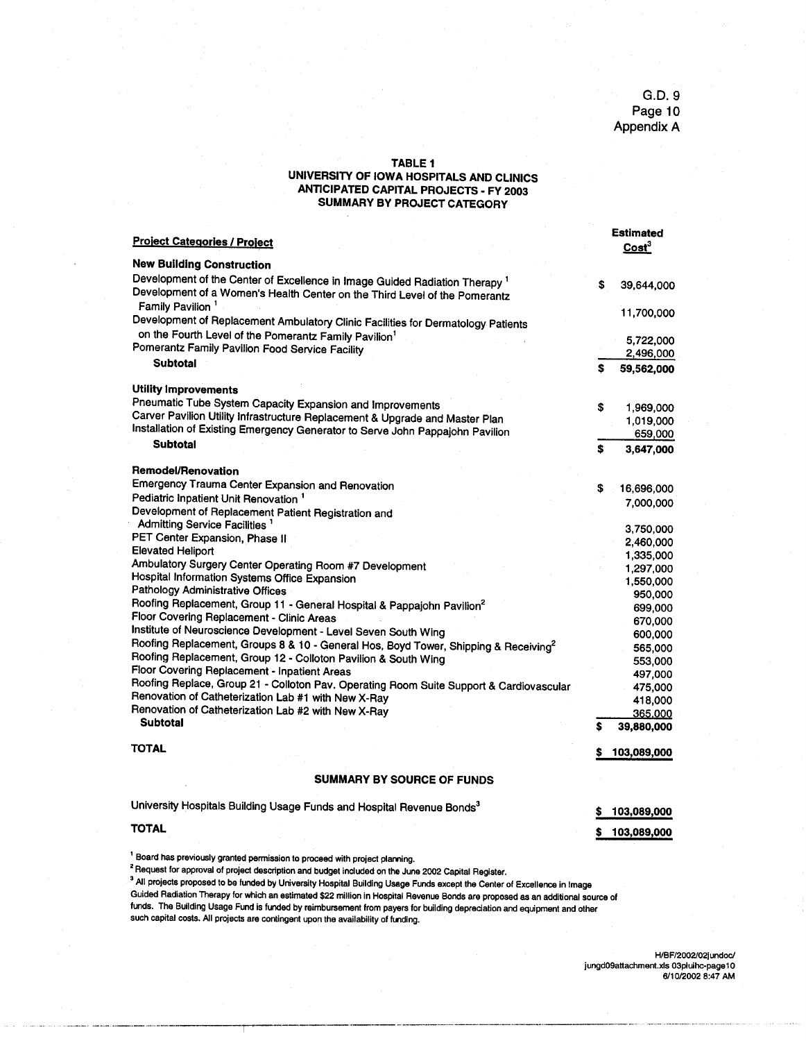G.D. 9
Page 10
Appendix A

**TABLE 1**
**UNIVERSITY OF IOWA HOSPITALS AND CLINICS**
**ANTICIPATED CAPITAL PROJECTS - FY 2003**
**SUMMARY BY PROJECT CATEGORY**

| Project Categories / Project | Estimated Cost[3] |
|---|---|
| **New Building Construction** | |
| Development of the Center of Excellence in Image Guided Radiation Therapy [1] | $ 39,644,000 |
| Development of a Women's Health Center on the Third Level of the Pomerantz Family Pavilion [1] | 11,700,000 |
| Development of Replacement Ambulatory Clinic Facilities for Dermatology Patients on the Fourth Level of the Pomerantz Family Pavilion[1] | 5,722,000 |
| Pomerantz Family Pavilion Food Service Facility | 2,496,000 |
| **Subtotal** | **$ 59,562,000** |
| **Utility Improvements** | |
| Pneumatic Tube System Capacity Expansion and Improvements | $ 1,969,000 |
| Carver Pavilion Utility Infrastructure Replacement & Upgrade and Master Plan | 1,019,000 |
| Installation of Existing Emergency Generator to Serve John Pappajohn Pavilion | 659,000 |
| **Subtotal** | **$ 3,647,000** |
| **Remodel/Renovation** | |
| Emergency Trauma Center Expansion and Renovation | $ 16,696,000 |
| Pediatric Inpatient Unit Renovation [1] | 7,000,000 |
| Development of Replacement Patient Registration and Admitting Service Facilities [1] | 3,750,000 |
| PET Center Expansion, Phase II | 2,460,000 |
| Elevated Heliport | 1,335,000 |
| Ambulatory Surgery Center Operating Room #7 Development | 1,297,000 |
| Hospital Information Systems Office Expansion | 1,550,000 |
| Pathology Administrative Offices | 950,000 |
| Roofing Replacement, Group 11 - General Hospital & Pappajohn Pavilion[2] | 699,000 |
| Floor Covering Replacement - Clinic Areas | 670,000 |
| Institute of Neuroscience Development - Level Seven South Wing | 600,000 |
| Roofing Replacement, Groups 8 & 10 - General Hos, Boyd Tower, Shipping & Receiving[2] | 565,000 |
| Roofing Replacement, Group 12 - Colloton Pavilion & South Wing | 553,000 |
| Floor Covering Replacement - Inpatient Areas | 497,000 |
| Roofing Replace, Group 21 - Colloton Pav. Operating Room Suite Support & Cardiovascular | 475,000 |
| Renovation of Catheterization Lab #1 with New X-Ray | 418,000 |
| Renovation of Catheterization Lab #2 with New X-Ray | 365,000 |
| **Subtotal** | **$ 39,880,000** |
| **TOTAL** | **$ 103,089,000** |

**SUMMARY BY SOURCE OF FUNDS**

| | |
|---|---|
| University Hospitals Building Usage Funds and Hospital Revenue Bonds[3] | **$ 103,089,000** |
| **TOTAL** | **$ 103,089,000** |

[1] Board has previously granted permission to proceed with project planning.
[2] Request for approval of project description and budget included on the June 2002 Capital Register.
[3] All projects proposed to be funded by University Hospital Building Usage Funds except the Center of Excellence in Image Guided Radiation Therapy for which an estimated $22 million in Hospital Revenue Bonds are proposed as an additional source of funds. The Building Usage Fund is funded by reimbursement from payers for building depreciation and equipment and other such capital costs. All projects are contingent upon the availability of funding.

H/BF/2002/02jundoc/
jungd09attachment.xls 03pluihc-page10
6/10/2002 8:47 AM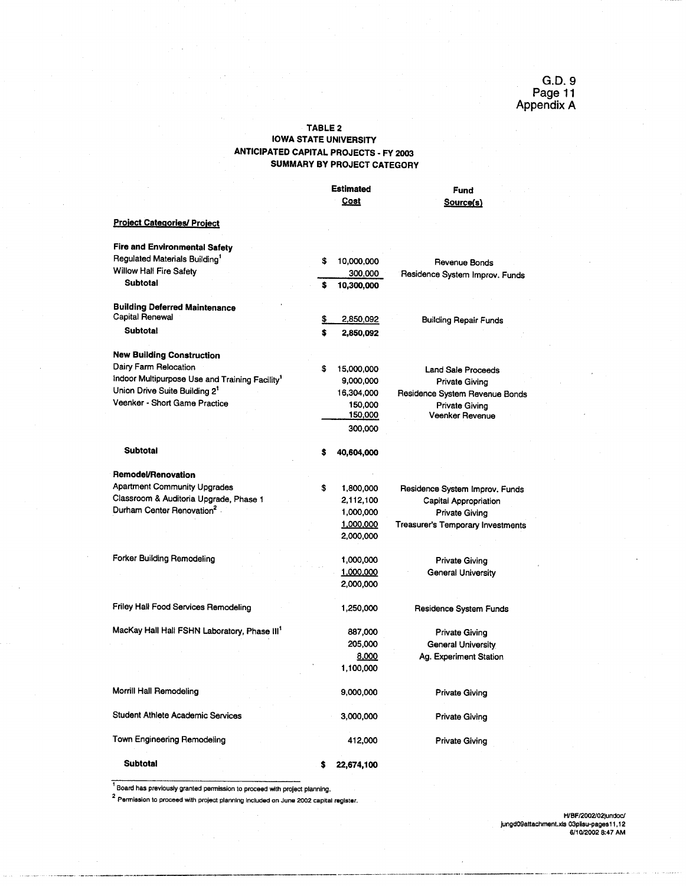G.D. 9
Page 11
Appendix A

**TABLE 2**
**IOWA STATE UNIVERSITY**
**ANTICIPATED CAPITAL PROJECTS - FY 2003**
**SUMMARY BY PROJECT CATEGORY**

| Project Categories/ Project | Estimated Cost | Fund Source(s) |
|---|---|---|
| **Fire and Environmental Safety** | | |
| Regulated Materials Building[1] | $ 10,000,000 | Revenue Bonds |
| Willow Hall Fire Safety | 300,000 | Residence System Improv. Funds |
| **Subtotal** | **$ 10,300,000** | |
| **Building Deferred Maintenance** | | |
| Capital Renewal | $ 2,850,092 | Building Repair Funds |
| **Subtotal** | **$ 2,850,092** | |
| **New Building Construction** | | |
| Dairy Farm Relocation | $ 15,000,000 | Land Sale Proceeds |
| Indoor Multipurpose Use and Training Facility[1] | 9,000,000 | Private Giving |
| Union Drive Suite Building 2[1] | 16,304,000 | Residence System Revenue Bonds |
| Veenker - Short Game Practice | 150,000 | Private Giving |
| | 150,000 | Veenker Revenue |
| | 300,000 | |
| **Subtotal** | **$ 40,604,000** | |
| **Remodel/Renovation** | | |
| Apartment Community Upgrades | $ 1,800,000 | Residence System Improv. Funds |
| Classroom & Auditoria Upgrade, Phase 1 | 2,112,100 | Capital Appropriation |
| Durham Center Renovation[2] | 1,000,000 | Private Giving |
| | 1,000,000 | Treasurer's Temporary Investments |
| | 2,000,000 | |
| Forker Building Remodeling | 1,000,000 | Private Giving |
| | 1,000,000 | General University |
| | 2,000,000 | |
| Friley Hall Food Services Remodeling | 1,250,000 | Residence System Funds |
| MacKay Hall Hall FSHN Laboratory, Phase III[1] | 887,000 | Private Giving |
| | 205,000 | General University |
| | 8,000 | Ag. Experiment Station |
| | 1,100,000 | |
| Morrill Hall Remodeling | 9,000,000 | Private Giving |
| Student Athlete Academic Services | 3,000,000 | Private Giving |
| Town Engineering Remodeling | 412,000 | Private Giving |
| **Subtotal** | **$ 22,674,100** | |

[1] Board has previously granted permission to proceed with project planning.

[2] Permission to proceed with project planning included on June 2002 capital register.

H/BF/2002/02jundoc/
jungd09attachment.xls 03plisu-pages11,12
6/10/2002 8:47 AM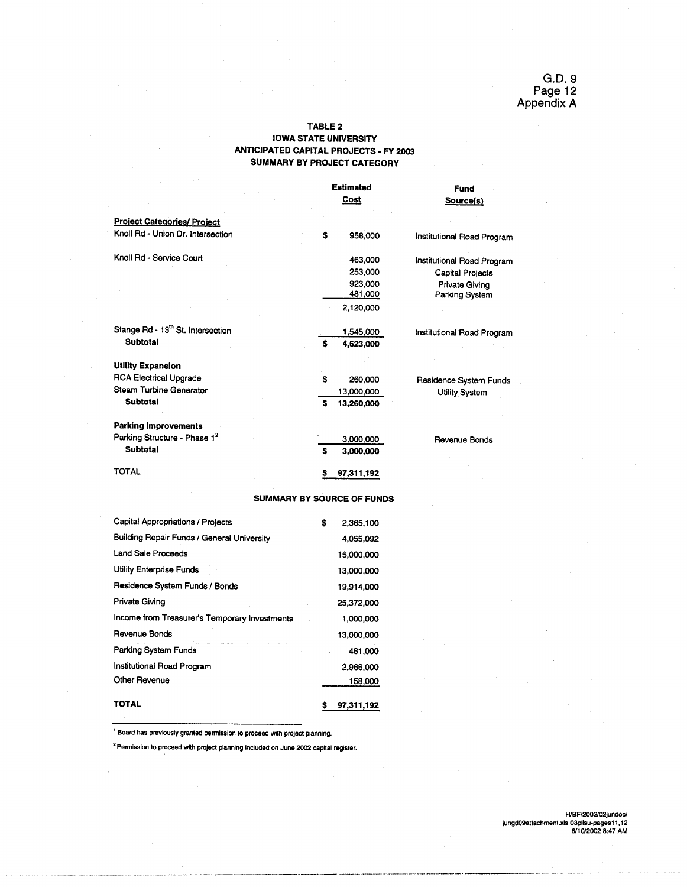G.D. 9
Page 12
Appendix A

## TABLE 2
## IOWA STATE UNIVERSITY
## ANTICIPATED CAPITAL PROJECTS - FY 2003
## SUMMARY BY PROJECT CATEGORY

| Project Categories/ Project | Estimated Cost | Fund Source(s) |
|---|---|---|
| Knoll Rd - Union Dr. Intersection | $ 958,000 | Institutional Road Program |
| Knoll Rd - Service Court | 463,000 | Institutional Road Program |
| | 253,000 | Capital Projects |
| | 923,000 | Private Giving |
| | 481,000 | Parking System |
| | 2,120,000 | |
| Stange Rd - 13th St. Intersection | 1,545,000 | Institutional Road Program |
| **Subtotal** | **$ 4,623,000** | |
| **Utility Expansion** | | |
| RCA Electrical Upgrade | $ 260,000 | Residence System Funds |
| Steam Turbine Generator | 13,000,000 | Utility System |
| **Subtotal** | **$ 13,260,000** | |
| **Parking Improvements** | | |
| Parking Structure - Phase 1[2] | 3,000,000 | Revenue Bonds |
| **Subtotal** | **$ 3,000,000** | |
| TOTAL | **$ 97,311,192** | |

### SUMMARY BY SOURCE OF FUNDS

| | |
|---|---|
| Capital Appropriations / Projects | $ 2,365,100 |
| Building Repair Funds / General University | 4,055,092 |
| Land Sale Proceeds | 15,000,000 |
| Utility Enterprise Funds | 13,000,000 |
| Residence System Funds / Bonds | 19,914,000 |
| Private Giving | 25,372,000 |
| Income from Treasurer's Temporary Investments | 1,000,000 |
| Revenue Bonds | 13,000,000 |
| Parking System Funds | 481,000 |
| Institutional Road Program | 2,966,000 |
| Other Revenue | 158,000 |
| **TOTAL** | **$ 97,311,192** |

[1] Board has previously granted permission to proceed with project planning.

[2] Permission to proceed with project planning included on June 2002 capital register.

H/BF/2002/02jundoc/
jungd09attachment.xls 03plisu-pages11,12
6/10/2002 8:47 AM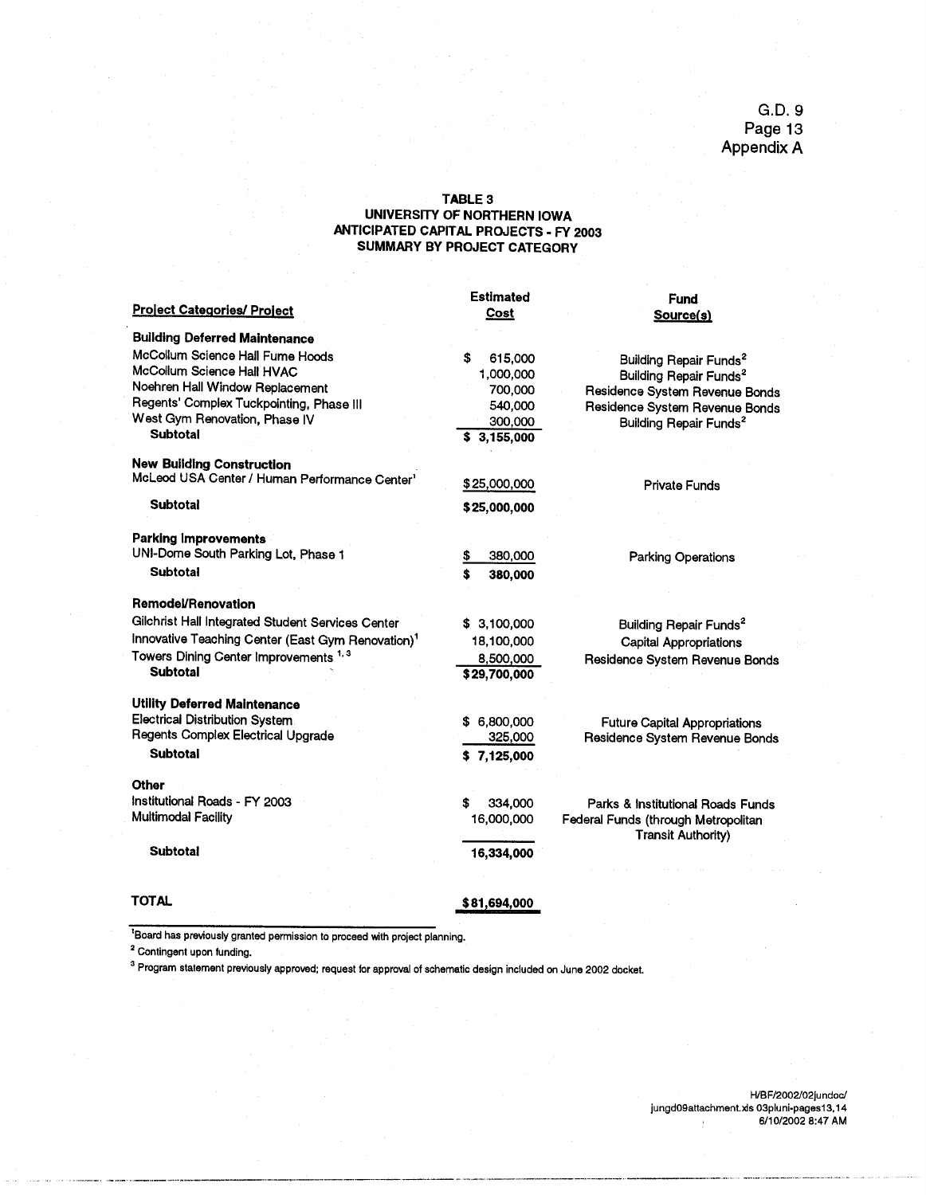G.D. 9
Page 13
Appendix A

**TABLE 3**
**UNIVERSITY OF NORTHERN IOWA**
**ANTICIPATED CAPITAL PROJECTS - FY 2003**
**SUMMARY BY PROJECT CATEGORY**

| Project Categories/ Project | Estimated Cost | Fund Source(s) |
|---|---|---|
| **Building Deferred Maintenance** | | |
| McCollum Science Hall Fume Hoods | $ 615,000 | Building Repair Funds[2] |
| McCollum Science Hall HVAC | 1,000,000 | Building Repair Funds[2] |
| Noehren Hall Window Replacement | 700,000 | Residence System Revenue Bonds |
| Regents' Complex Tuckpointing, Phase III | 540,000 | Residence System Revenue Bonds |
| West Gym Renovation, Phase IV | 300,000 | Building Repair Funds[2] |
| **Subtotal** | **$ 3,155,000** | |
| **New Building Construction** | | |
| McLeod USA Center / Human Performance Center[1] | $25,000,000 | Private Funds |
| **Subtotal** | **$25,000,000** | |
| **Parking Improvements** | | |
| UNI-Dome South Parking Lot, Phase 1 | $ 380,000 | Parking Operations |
| **Subtotal** | **$ 380,000** | |
| **Remodel/Renovation** | | |
| Gilchrist Hall Integrated Student Services Center | $ 3,100,000 | Building Repair Funds[2] |
| Innovative Teaching Center (East Gym Renovation)[1] | 18,100,000 | Capital Appropriations |
| Towers Dining Center Improvements [1,3] | 8,500,000 | Residence System Revenue Bonds |
| **Subtotal** | **$29,700,000** | |
| **Utility Deferred Maintenance** | | |
| Electrical Distribution System | $ 6,800,000 | Future Capital Appropriations |
| Regents Complex Electrical Upgrade | 325,000 | Residence System Revenue Bonds |
| **Subtotal** | **$ 7,125,000** | |
| **Other** | | |
| Institutional Roads - FY 2003 | $ 334,000 | Parks & Institutional Roads Funds |
| Multimodal Facility | 16,000,000 | Federal Funds (through Metropolitan Transit Authority) |
| **Subtotal** | **16,334,000** | |
| **TOTAL** | **$81,694,000** | |

[1]Board has previously granted permission to proceed with project planning.

[2] Contingent upon funding.

[3] Program statement previously approved; request for approval of schematic design included on June 2002 docket.

H/BF/2002/02jundoc/
jungd09attachment.xls 03pluni-pages13,14
6/10/2002 8:47 AM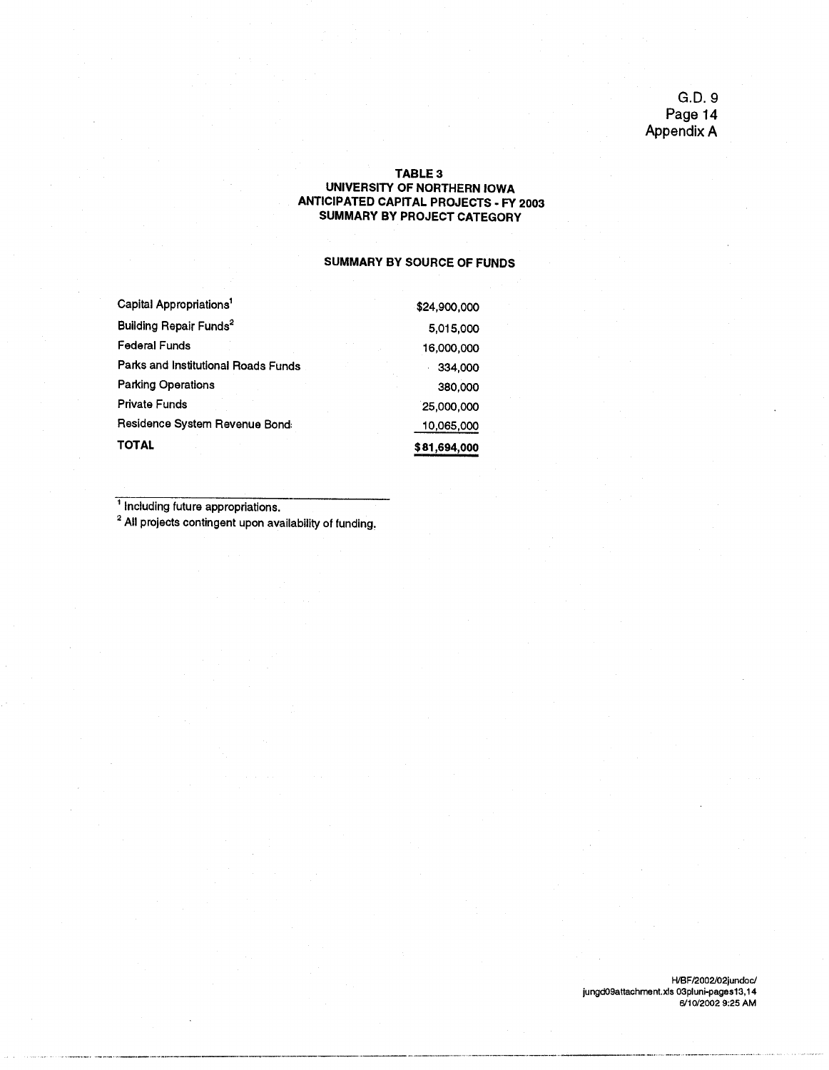G.D. 9
Page 14
Appendix A

## TABLE 3
## UNIVERSITY OF NORTHERN IOWA
## ANTICIPATED CAPITAL PROJECTS - FY 2003
## SUMMARY BY PROJECT CATEGORY

### SUMMARY BY SOURCE OF FUNDS

| | |
|---|---|
| Capital Appropriations[1] | $24,900,000 |
| Building Repair Funds[2] | 5,015,000 |
| Federal Funds | 16,000,000 |
| Parks and Institutional Roads Funds | 334,000 |
| Parking Operations | 380,000 |
| Private Funds | 25,000,000 |
| Residence System Revenue Bond | 10,065,000 |
| **TOTAL** | **$81,694,000** |

[1] Including future appropriations.
[2] All projects contingent upon availability of funding.

H/BF/2002/02jundoc/
jungd09attachment.xls 03pluni-pages13,14
6/10/2002 9:25 AM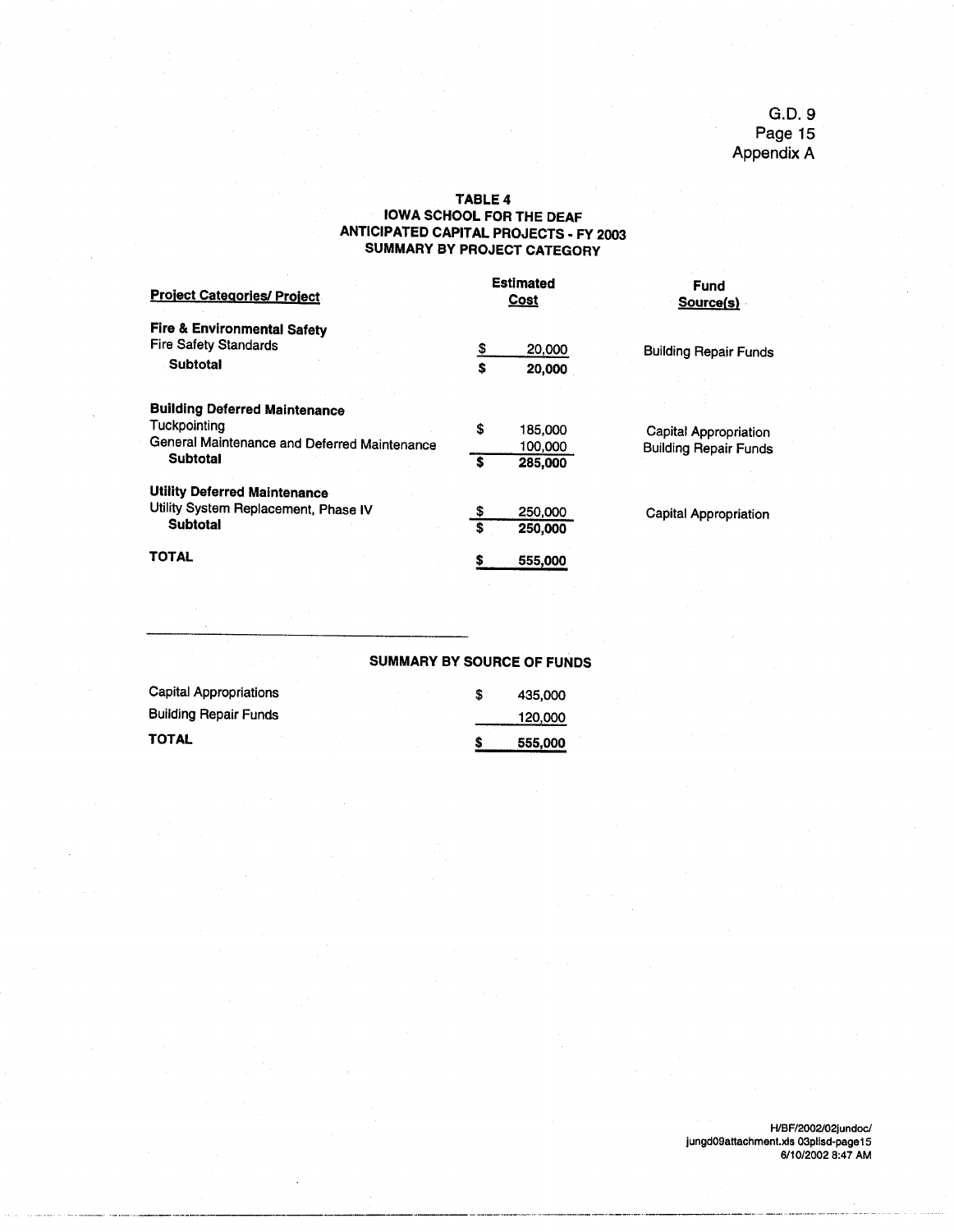G.D. 9
Page 15
Appendix A

**TABLE 4**
**IOWA SCHOOL FOR THE DEAF**
**ANTICIPATED CAPITAL PROJECTS - FY 2003**
**SUMMARY BY PROJECT CATEGORY**

| Project Categories/ Project | Estimated Cost | Fund Source(s) |
|---|---|---|
| **Fire & Environmental Safety** | | |
| Fire Safety Standards | $ 20,000 | Building Repair Funds |
| **Subtotal** | **$ 20,000** | |
| **Building Deferred Maintenance** | | |
| Tuckpointing | $ 185,000 | Capital Appropriation |
| General Maintenance and Deferred Maintenance | 100,000 | Building Repair Funds |
| **Subtotal** | **$ 285,000** | |
| **Utility Deferred Maintenance** | | |
| Utility System Replacement, Phase IV | $ 250,000 | Capital Appropriation |
| **Subtotal** | **$ 250,000** | |
| **TOTAL** | **$ 555,000** | |

**SUMMARY BY SOURCE OF FUNDS**

| | |
|---|---|
| Capital Appropriations | $ 435,000 |
| Building Repair Funds | 120,000 |
| **TOTAL** | **$ 555,000** |

H/BF/2002/02jundoc/
jungd09attachment.xls 03plisd-page15
6/10/2002 8:47 AM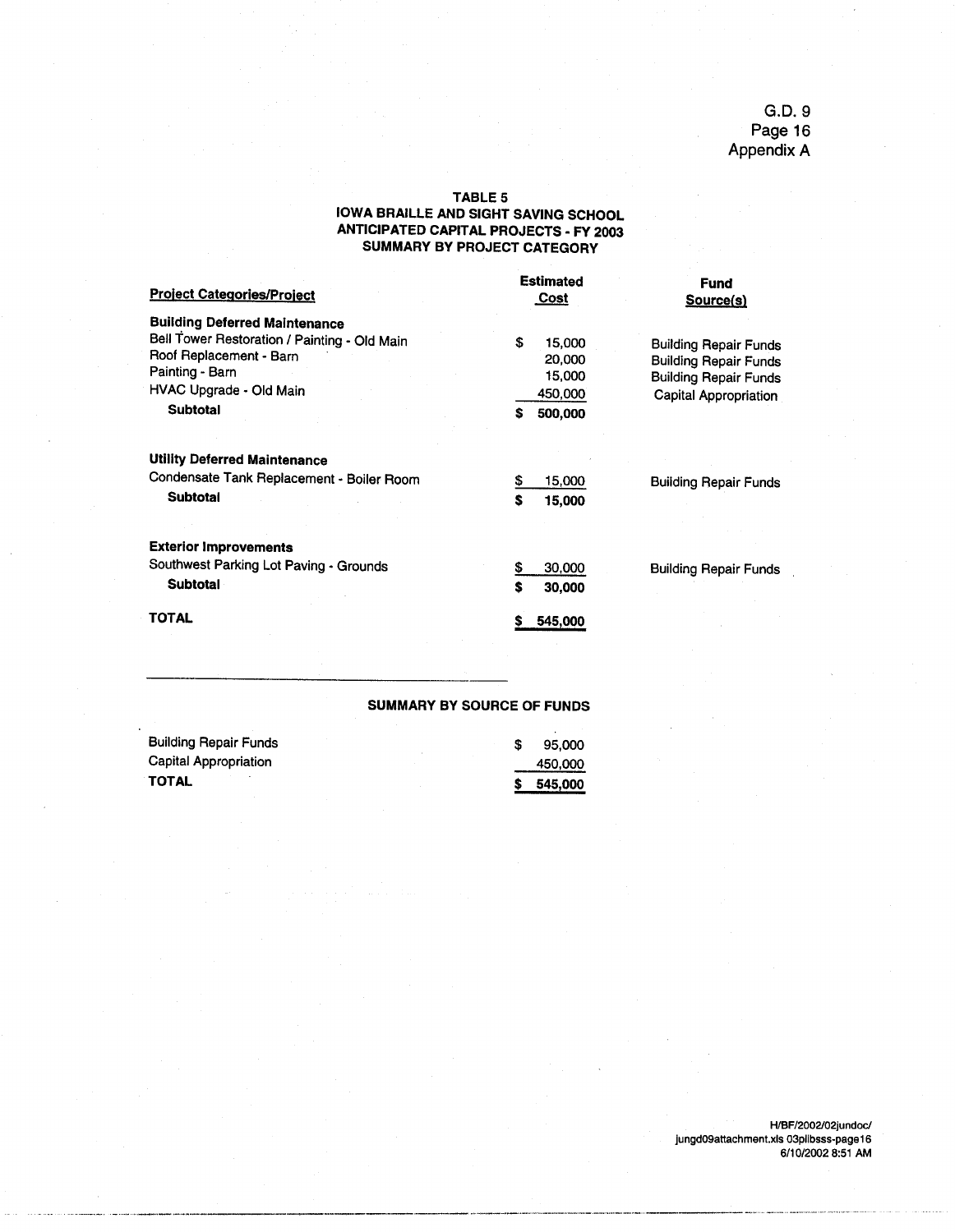G.D. 9
Page 16
Appendix A

**TABLE 5**
**IOWA BRAILLE AND SIGHT SAVING SCHOOL**
**ANTICIPATED CAPITAL PROJECTS - FY 2003**
**SUMMARY BY PROJECT CATEGORY**

| Project Categories/Project | Estimated Cost | Fund Source(s) |
|---|---|---|
| **Building Deferred Maintenance** | | |
| Bell Tower Restoration / Painting - Old Main | $ 15,000 | Building Repair Funds |
| Roof Replacement - Barn | 20,000 | Building Repair Funds |
| Painting - Barn | 15,000 | Building Repair Funds |
| HVAC Upgrade - Old Main | 450,000 | Capital Appropriation |
| **Subtotal** | **$ 500,000** | |
| **Utility Deferred Maintenance** | | |
| Condensate Tank Replacement - Boiler Room | $ 15,000 | Building Repair Funds |
| **Subtotal** | **$ 15,000** | |
| **Exterior Improvements** | | |
| Southwest Parking Lot Paving - Grounds | $ 30,000 | Building Repair Funds |
| **Subtotal** | **$ 30,000** | |
| **TOTAL** | **$ 545,000** | |

**SUMMARY BY SOURCE OF FUNDS**

| | |
|---|---|
| Building Repair Funds | $ 95,000 |
| Capital Appropriation | 450,000 |
| **TOTAL** | **$ 545,000** |

H/BF/2002/02jundoc/
jungd09attachment.xls 03plibsss-page16
6/10/2002 8:51 AM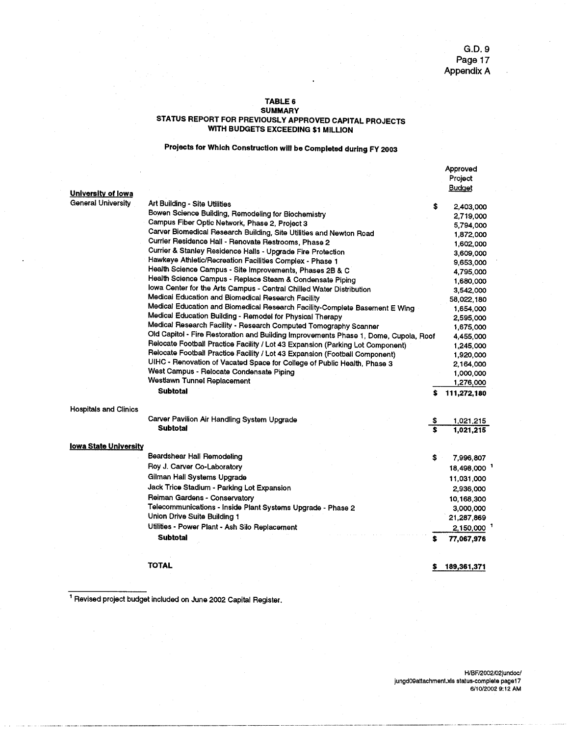G.D. 9
Appendix A

**TABLE 6**
**SUMMARY**
**STATUS REPORT FOR PREVIOUSLY APPROVED CAPITAL PROJECTS WITH BUDGETS EXCEEDING $1 MILLION**

**Projects for Which Construction will be Completed during FY 2003**

| | | Approved Project Budget |
|---|---|---|
| **University of Iowa** | | |
| General University | Art Building - Site Utilities | $ 2,403,000 |
| | Bowen Science Building, Remodeling for Biochemistry | 2,719,000 |
| | Campus Fiber Optic Network, Phase 2, Project 3 | 5,794,000 |
| | Carver Biomedical Research Building, Site Utilities and Newton Road | 1,872,000 |
| | Currier Residence Hall - Renovate Restrooms, Phase 2 | 1,602,000 |
| | Currier & Stanley Residence Halls - Upgrade Fire Protection | 3,609,000 |
| | Hawkeye Athletic/Recreation Facilities Complex - Phase 1 | 9,653,000 |
| | Health Science Campus - Site Improvements, Phases 2B & C | 4,795,000 |
| | Health Science Campus - Replace Steam & Condensate Piping | 1,680,000 |
| | Iowa Center for the Arts Campus - Central Chilled Water Distribution | 3,542,000 |
| | Medical Education and Biomedical Research Facility | 58,022,180 |
| | Medical Education and Biomedical Research Facility-Complete Basement E Wing | 1,654,000 |
| | Medical Education Building - Remodel for Physical Therapy | 2,595,000 |
| | Medical Research Facility - Research Computed Tomography Scanner | 1,675,000 |
| | Old Capitol - Fire Restoration and Building Improvements Phase 1, Dome, Cupola, Roof | 4,455,000 |
| | Relocate Football Practice Facility / Lot 43 Expansion (Parking Lot Component) | 1,245,000 |
| | Relocate Football Practice Facility / Lot 43 Expansion (Football Component) | 1,920,000 |
| | UIHC - Renovation of Vacated Space for College of Public Health, Phase 3 | 2,164,000 |
| | West Campus - Relocate Condensate Piping | 1,000,000 |
| | Westlawn Tunnel Replacement | 1,276,000 |
| | **Subtotal** | **$ 111,272,180** |
| Hospitals and Clinics | Carver Pavilion Air Handling System Upgrade | $ 1,021,215 |
| | **Subtotal** | **$ 1,021,215** |
| **Iowa State University** | Beardshear Hall Remodeling | $ 7,996,807 |
| | Roy J. Carver Co-Laboratory | 18,498,000 [1] |
| | Gilman Hall Systems Upgrade | 11,031,000 |
| | Jack Trice Stadium - Parking Lot Expansion | 2,936,000 |
| | Reiman Gardens - Conservatory | 10,168,300 |
| | Telecommunications - Inside Plant Systems Upgrade - Phase 2 | 3,000,000 |
| | Union Drive Suite Building 1 | 21,287,869 |
| | Utilities - Power Plant - Ash Silo Replacement | 2,150,000 [1] |
| | **Subtotal** | **$ 77,067,976** |
| | **TOTAL** | **$ 189,361,371** |

[1] Revised project budget included on June 2002 Capital Register.

H/BF/2002/02jundoc/
jungd09attachment.xls status-complete page17
6/10/2002 9:12 AM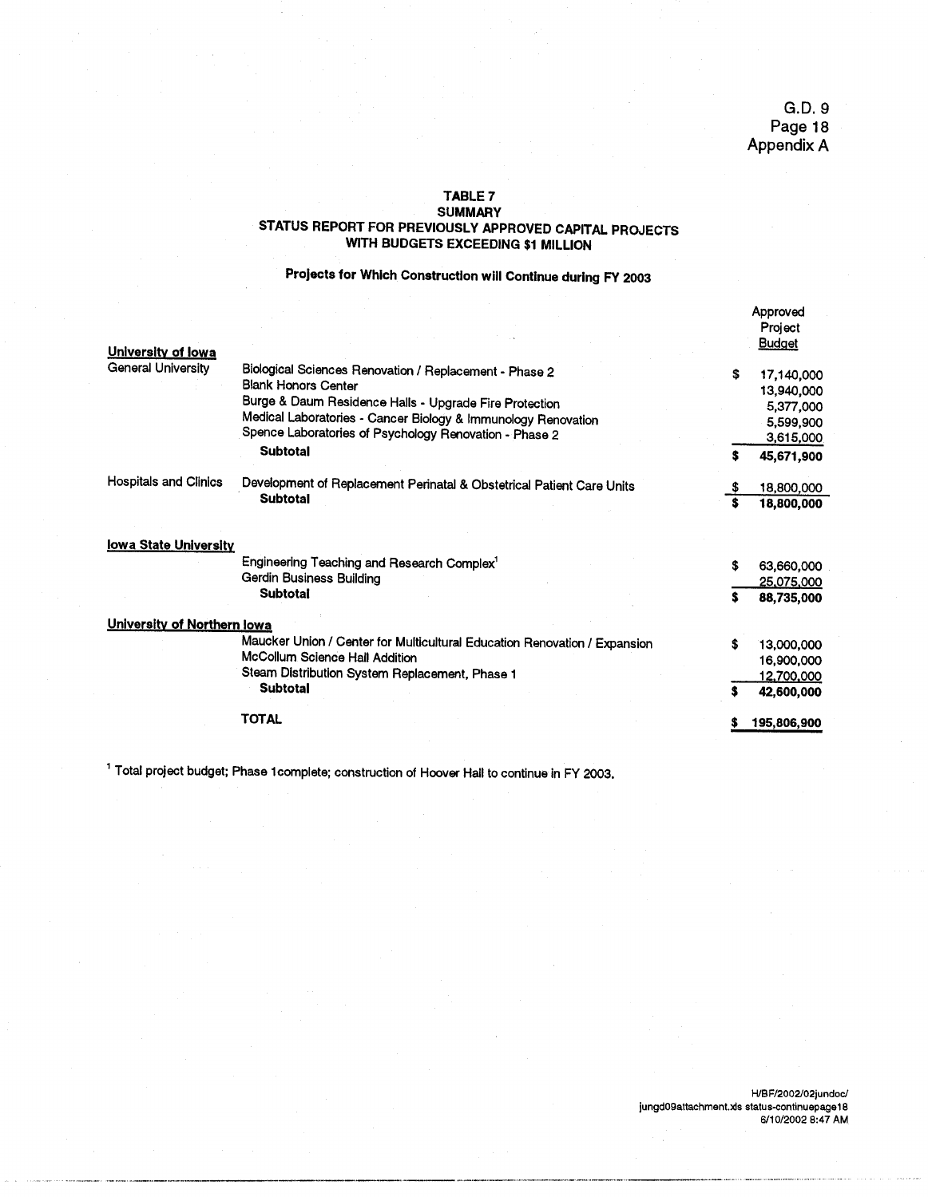G.D. 9
Appendix A

**TABLE 7**
**SUMMARY**
**STATUS REPORT FOR PREVIOUSLY APPROVED CAPITAL PROJECTS WITH BUDGETS EXCEEDING $1 MILLION**

**Projects for Which Construction will Continue during FY 2003**

| | | Approved Project Budget |
|---|---|---|
| **University of Iowa** | | |
| General University | Biological Sciences Renovation / Replacement - Phase 2 | $ 17,140,000 |
| | Blank Honors Center | 13,940,000 |
| | Burge & Daum Residence Halls - Upgrade Fire Protection | 5,377,000 |
| | Medical Laboratories - Cancer Biology & Immunology Renovation | 5,599,900 |
| | Spence Laboratories of Psychology Renovation - Phase 2 | 3,615,000 |
| | **Subtotal** | **$ 45,671,900** |
| Hospitals and Clinics | Development of Replacement Perinatal & Obstetrical Patient Care Units | $ 18,800,000 |
| | **Subtotal** | **$ 18,800,000** |
| **Iowa State University** | | |
| | Engineering Teaching and Research Complex[1] | $ 63,660,000 |
| | Gerdin Business Building | 25,075,000 |
| | **Subtotal** | **$ 88,735,000** |
| **University of Northern Iowa** | | |
| | Maucker Union / Center for Multicultural Education Renovation / Expansion | $ 13,000,000 |
| | McCollum Science Hall Addition | 16,900,000 |
| | Steam Distribution System Replacement, Phase 1 | 12,700,000 |
| | **Subtotal** | **$ 42,600,000** |
| | **TOTAL** | **$ 195,806,900** |

[1] Total project budget; Phase 1complete; construction of Hoover Hall to continue in FY 2003.

H/BF/2002/02jundoc/
jungd09attachment.xls status-continuepage18
6/10/2002 8:47 AM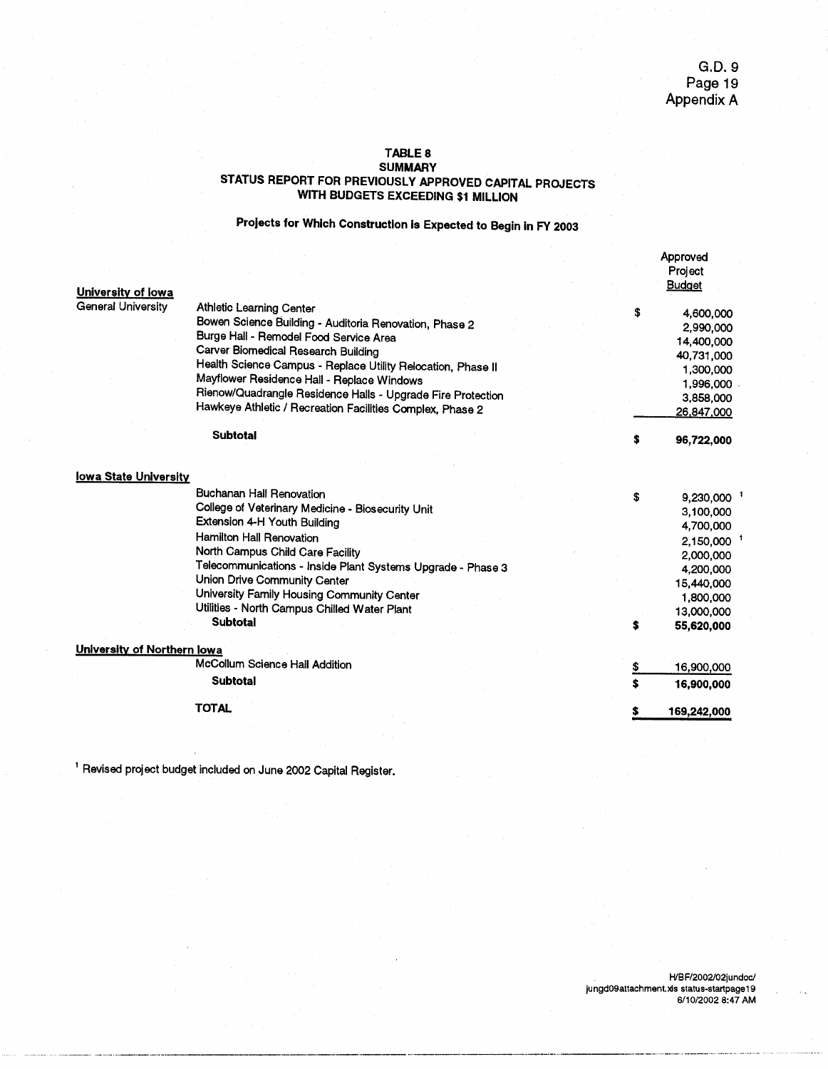### TABLE 8
### SUMMARY
### STATUS REPORT FOR PREVIOUSLY APPROVED CAPITAL PROJECTS WITH BUDGETS EXCEEDING $1 MILLION

#### Projects for Which Construction is Expected to Begin in FY 2003

| | | | Approved Project Budget |
|---|---|---|---|
| **University of Iowa** | | | |
| General University | Athletic Learning Center | $ | 4,600,000 |
| | Bowen Science Building - Auditoria Renovation, Phase 2 | | 2,990,000 |
| | Burge Hall - Remodel Food Service Area | | 14,400,000 |
| | Carver Biomedical Research Building | | 40,731,000 |
| | Health Science Campus - Replace Utility Relocation, Phase II | | 1,300,000 |
| | Mayflower Residence Hall - Replace Windows | | 1,996,000 |
| | Rienow/Quadrangle Residence Halls - Upgrade Fire Protection | | 3,858,000 |
| | Hawkeye Athletic / Recreation Facilities Complex, Phase 2 | | 26,847,000 |
| | **Subtotal** | **$** | **96,722,000** |
| **Iowa State University** | | | |
| | Buchanan Hall Renovation | $ | 9,230,000 [1] |
| | College of Veterinary Medicine - Biosecurity Unit | | 3,100,000 |
| | Extension 4-H Youth Building | | 4,700,000 |
| | Hamilton Hall Renovation | | 2,150,000 [1] |
| | North Campus Child Care Facility | | 2,000,000 |
| | Telecommunications - Inside Plant Systems Upgrade - Phase 3 | | 4,200,000 |
| | Union Drive Community Center | | 15,440,000 |
| | University Family Housing Community Center | | 1,800,000 |
| | Utilities - North Campus Chilled Water Plant | | 13,000,000 |
| | **Subtotal** | **$** | **55,620,000** |
| **University of Northern Iowa** | | | |
| | McCollum Science Hall Addition | $ | 16,900,000 |
| | **Subtotal** | **$** | **16,900,000** |
| | **TOTAL** | **$** | **169,242,000** |

[1] Revised project budget included on June 2002 Capital Register.

H/BF/2002/02jundoc/
jungd09attachment.xls status-startpage19
6/10/2002 8:47 AM